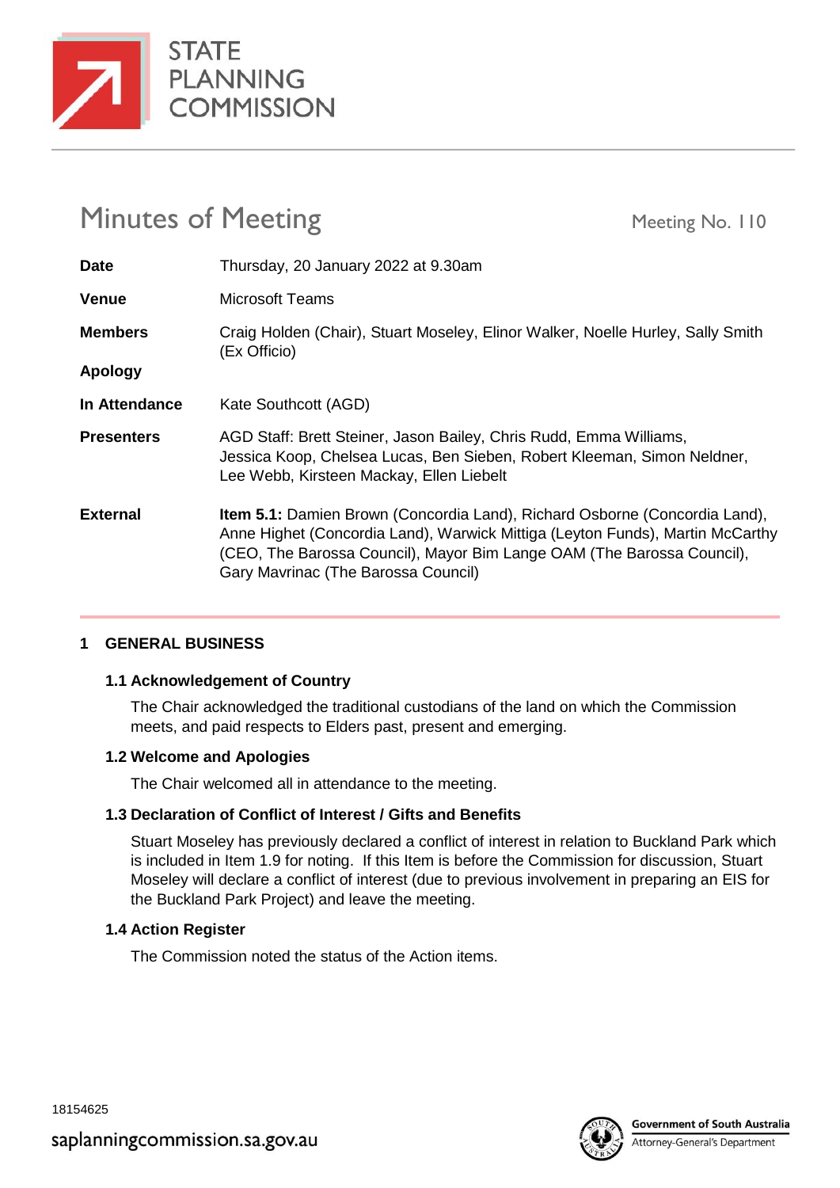STATE PLANNING COMMISSION

# Minutes of Meeting

Meeting No. 110

| | |
|---|---|
| **Date** | Thursday, 20 January 2022 at 9.30am |
| **Venue** | Microsoft Teams |
| **Members** | Craig Holden (Chair), Stuart Moseley, Elinor Walker, Noelle Hurley, Sally Smith (Ex Officio) |
| **Apology** | |
| **In Attendance** | Kate Southcott (AGD) |
| **Presenters** | AGD Staff: Brett Steiner, Jason Bailey, Chris Rudd, Emma Williams, Jessica Koop, Chelsea Lucas, Ben Sieben, Robert Kleeman, Simon Neldner, Lee Webb, Kirsteen Mackay, Ellen Liebelt |
| **External** | **Item 5.1:** Damien Brown (Concordia Land), Richard Osborne (Concordia Land), Anne Highet (Concordia Land), Warwick Mittiga (Leyton Funds), Martin McCarthy (CEO, The Barossa Council), Mayor Bim Lange OAM (The Barossa Council), Gary Mavrinac (The Barossa Council) |

## 1 GENERAL BUSINESS

### 1.1 Acknowledgement of Country

The Chair acknowledged the traditional custodians of the land on which the Commission meets, and paid respects to Elders past, present and emerging.

### 1.2 Welcome and Apologies

The Chair welcomed all in attendance to the meeting.

### 1.3 Declaration of Conflict of Interest / Gifts and Benefits

Stuart Moseley has previously declared a conflict of interest in relation to Buckland Park which is included in Item 1.9 for noting. If this Item is before the Commission for discussion, Stuart Moseley will declare a conflict of interest (due to previous involvement in preparing an EIS for the Buckland Park Project) and leave the meeting.

### 1.4 Action Register

The Commission noted the status of the Action items.

18154625

saplanningcommission.sa.gov.au

Government of South Australia
Attorney-General's Department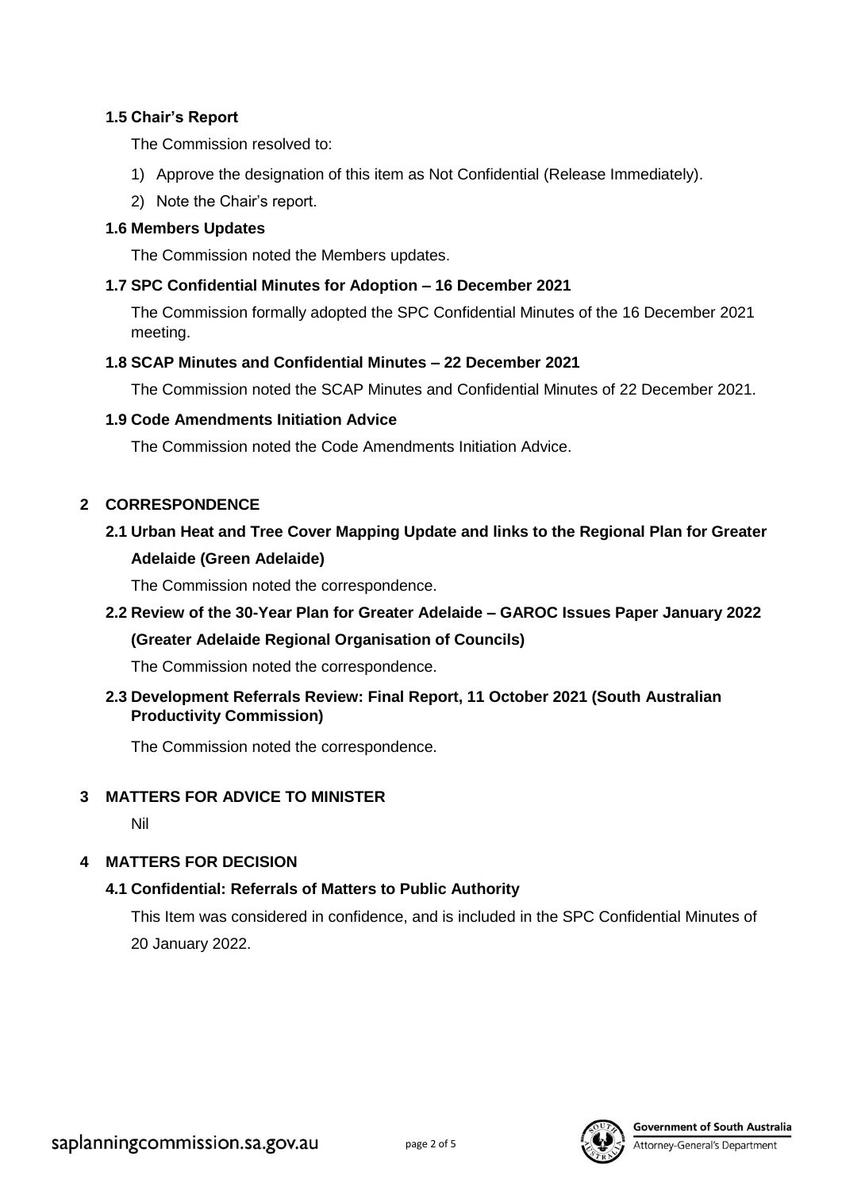### 1.5 Chair's Report

The Commission resolved to:

1) Approve the designation of this item as Not Confidential (Release Immediately).
2) Note the Chair's report.

### 1.6 Members Updates

The Commission noted the Members updates.

### 1.7 SPC Confidential Minutes for Adoption – 16 December 2021

The Commission formally adopted the SPC Confidential Minutes of the 16 December 2021 meeting.

### 1.8 SCAP Minutes and Confidential Minutes – 22 December 2021

The Commission noted the SCAP Minutes and Confidential Minutes of 22 December 2021.

### 1.9 Code Amendments Initiation Advice

The Commission noted the Code Amendments Initiation Advice.

## 2 CORRESPONDENCE

### 2.1 Urban Heat and Tree Cover Mapping Update and links to the Regional Plan for Greater Adelaide (Green Adelaide)

The Commission noted the correspondence.

### 2.2 Review of the 30-Year Plan for Greater Adelaide – GAROC Issues Paper January 2022 (Greater Adelaide Regional Organisation of Councils)

The Commission noted the correspondence.

### 2.3 Development Referrals Review: Final Report, 11 October 2021 (South Australian Productivity Commission)

The Commission noted the correspondence.

## 3 MATTERS FOR ADVICE TO MINISTER

Nil

## 4 MATTERS FOR DECISION

### 4.1 Confidential: Referrals of Matters to Public Authority

This Item was considered in confidence, and is included in the SPC Confidential Minutes of 20 January 2022.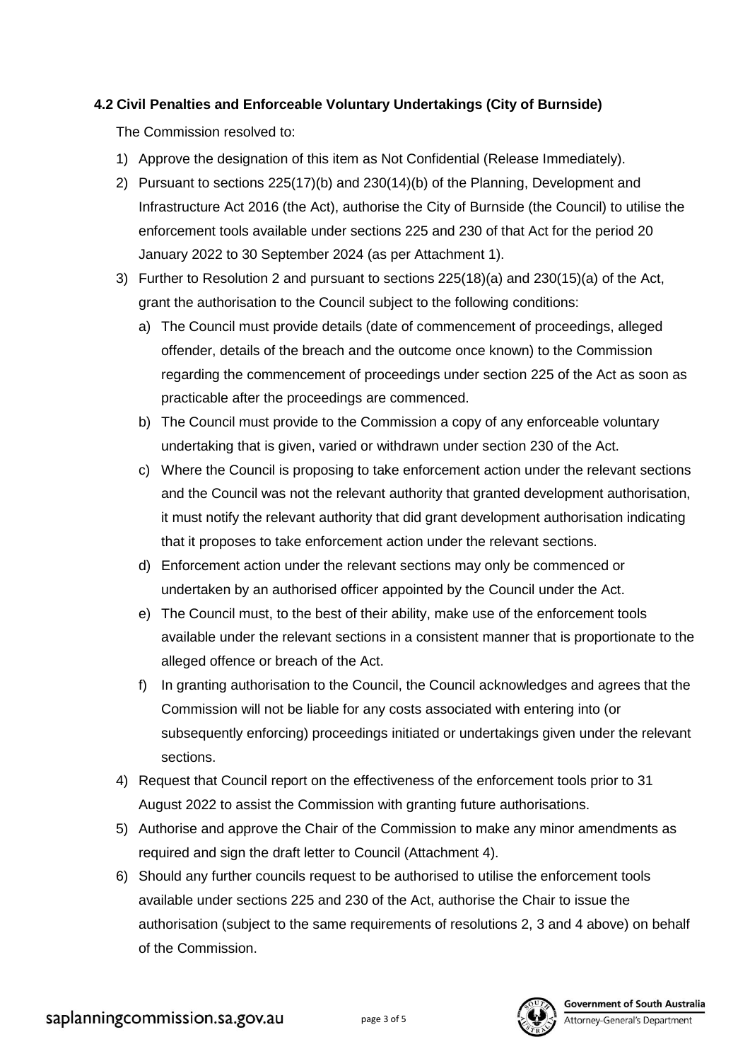### 4.2 Civil Penalties and Enforceable Voluntary Undertakings (City of Burnside)

The Commission resolved to:

1) Approve the designation of this item as Not Confidential (Release Immediately).
2) Pursuant to sections 225(17)(b) and 230(14)(b) of the Planning, Development and Infrastructure Act 2016 (the Act), authorise the City of Burnside (the Council) to utilise the enforcement tools available under sections 225 and 230 of that Act for the period 20 January 2022 to 30 September 2024 (as per Attachment 1).
3) Further to Resolution 2 and pursuant to sections 225(18)(a) and 230(15)(a) of the Act, grant the authorisation to the Council subject to the following conditions:
    a) The Council must provide details (date of commencement of proceedings, alleged offender, details of the breach and the outcome once known) to the Commission regarding the commencement of proceedings under section 225 of the Act as soon as practicable after the proceedings are commenced.
    b) The Council must provide to the Commission a copy of any enforceable voluntary undertaking that is given, varied or withdrawn under section 230 of the Act.
    c) Where the Council is proposing to take enforcement action under the relevant sections and the Council was not the relevant authority that granted development authorisation, it must notify the relevant authority that did grant development authorisation indicating that it proposes to take enforcement action under the relevant sections.
    d) Enforcement action under the relevant sections may only be commenced or undertaken by an authorised officer appointed by the Council under the Act.
    e) The Council must, to the best of their ability, make use of the enforcement tools available under the relevant sections in a consistent manner that is proportionate to the alleged offence or breach of the Act.
    f) In granting authorisation to the Council, the Council acknowledges and agrees that the Commission will not be liable for any costs associated with entering into (or subsequently enforcing) proceedings initiated or undertakings given under the relevant sections.
4) Request that Council report on the effectiveness of the enforcement tools prior to 31 August 2022 to assist the Commission with granting future authorisations.
5) Authorise and approve the Chair of the Commission to make any minor amendments as required and sign the draft letter to Council (Attachment 4).
6) Should any further councils request to be authorised to utilise the enforcement tools available under sections 225 and 230 of the Act, authorise the Chair to issue the authorisation (subject to the same requirements of resolutions 2, 3 and 4 above) on behalf of the Commission.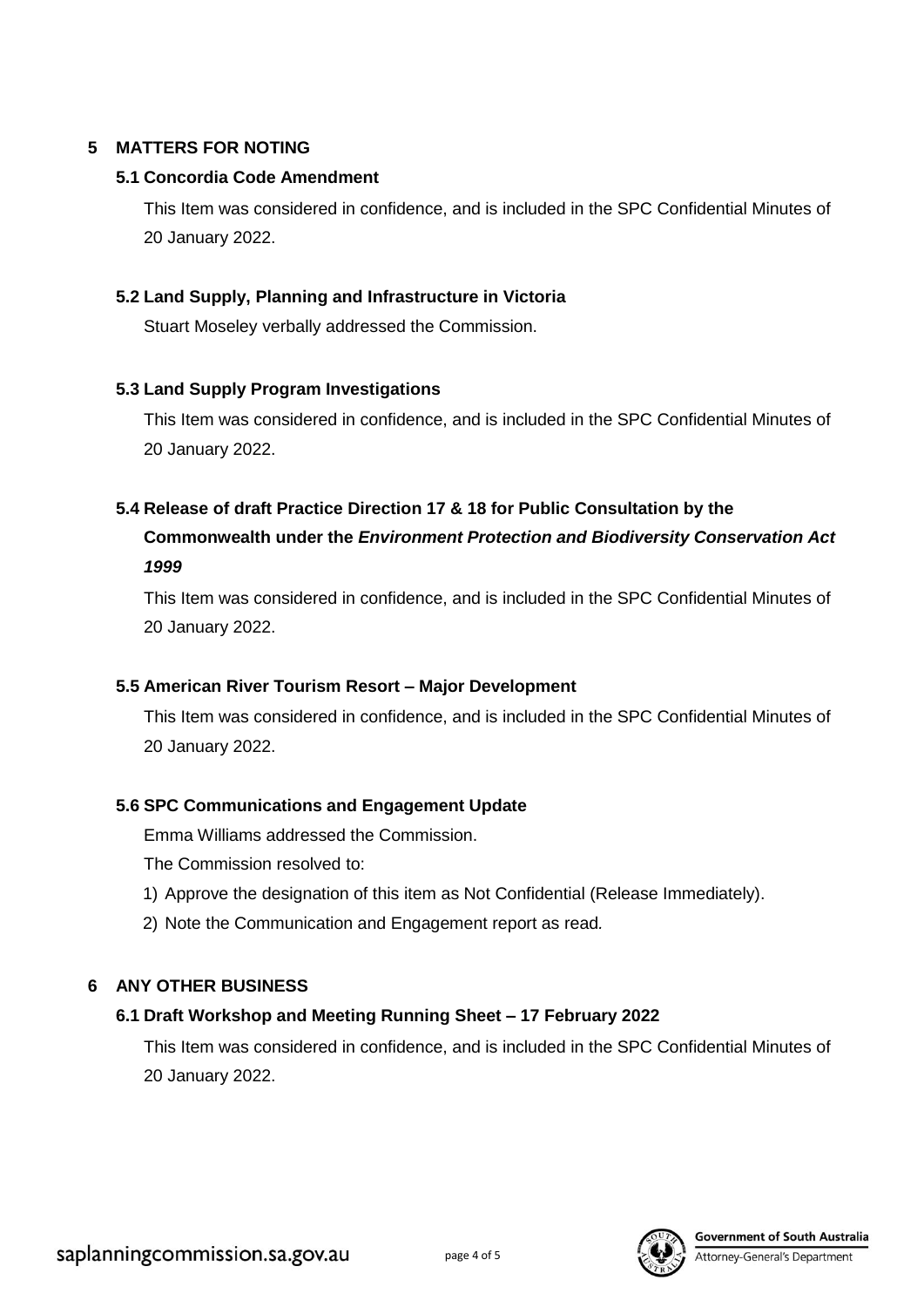## 5 MATTERS FOR NOTING

### 5.1 Concordia Code Amendment

This Item was considered in confidence, and is included in the SPC Confidential Minutes of 20 January 2022.

### 5.2 Land Supply, Planning and Infrastructure in Victoria

Stuart Moseley verbally addressed the Commission.

### 5.3 Land Supply Program Investigations

This Item was considered in confidence, and is included in the SPC Confidential Minutes of 20 January 2022.

### 5.4 Release of draft Practice Direction 17 & 18 for Public Consultation by the Commonwealth under the *Environment Protection and Biodiversity Conservation Act 1999*

This Item was considered in confidence, and is included in the SPC Confidential Minutes of 20 January 2022.

### 5.5 American River Tourism Resort – Major Development

This Item was considered in confidence, and is included in the SPC Confidential Minutes of 20 January 2022.

### 5.6 SPC Communications and Engagement Update

Emma Williams addressed the Commission.

The Commission resolved to:

1) Approve the designation of this item as Not Confidential (Release Immediately).
2) Note the Communication and Engagement report as read.

## 6 ANY OTHER BUSINESS

### 6.1 Draft Workshop and Meeting Running Sheet – 17 February 2022

This Item was considered in confidence, and is included in the SPC Confidential Minutes of 20 January 2022.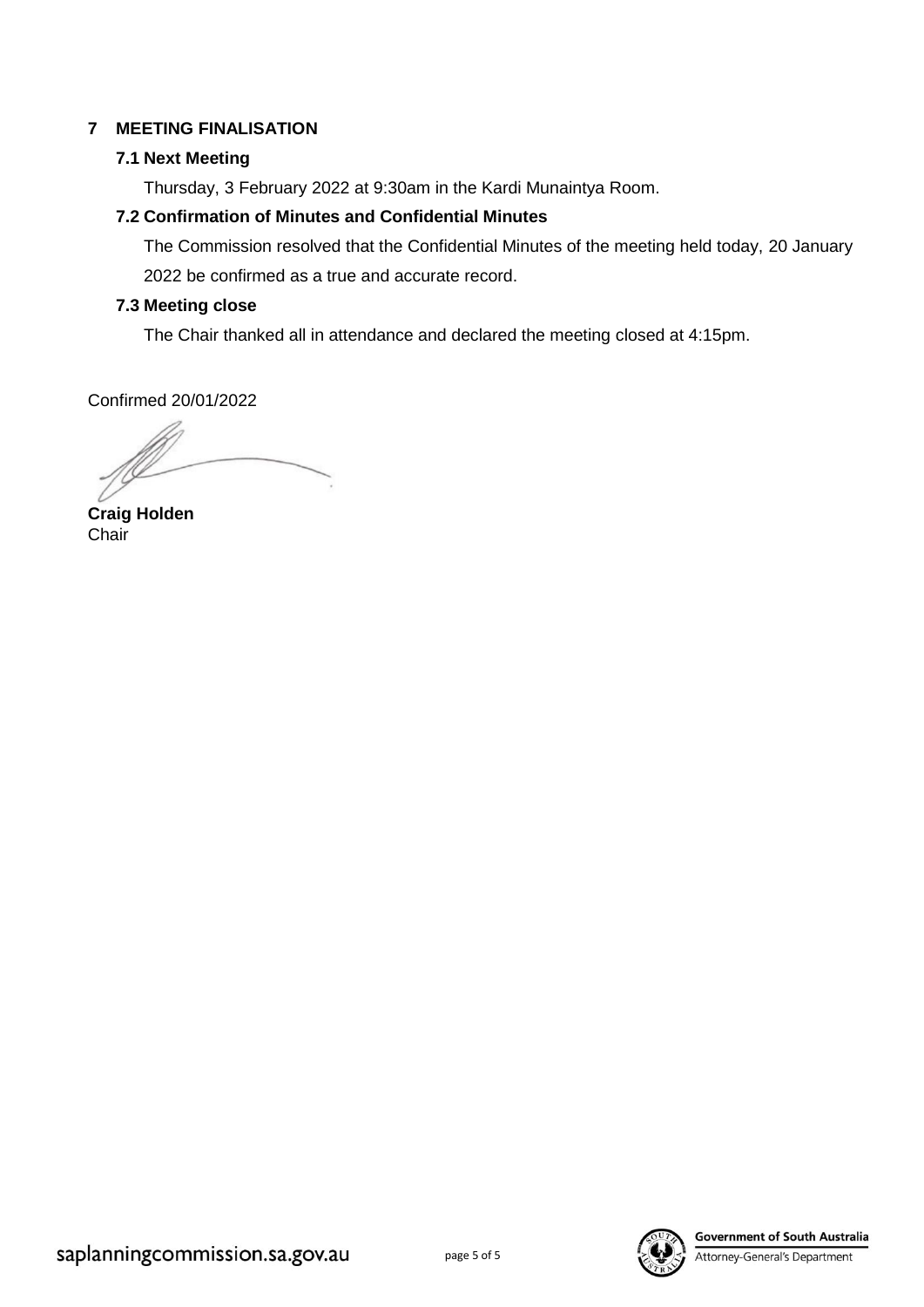## 7 MEETING FINALISATION

### 7.1 Next Meeting

Thursday, 3 February 2022 at 9:30am in the Kardi Munaintya Room.

### 7.2 Confirmation of Minutes and Confidential Minutes

The Commission resolved that the Confidential Minutes of the meeting held today, 20 January 2022 be confirmed as a true and accurate record.

### 7.3 Meeting close

The Chair thanked all in attendance and declared the meeting closed at 4:15pm.

Confirmed 20/01/2022

**Craig Holden**
Chair